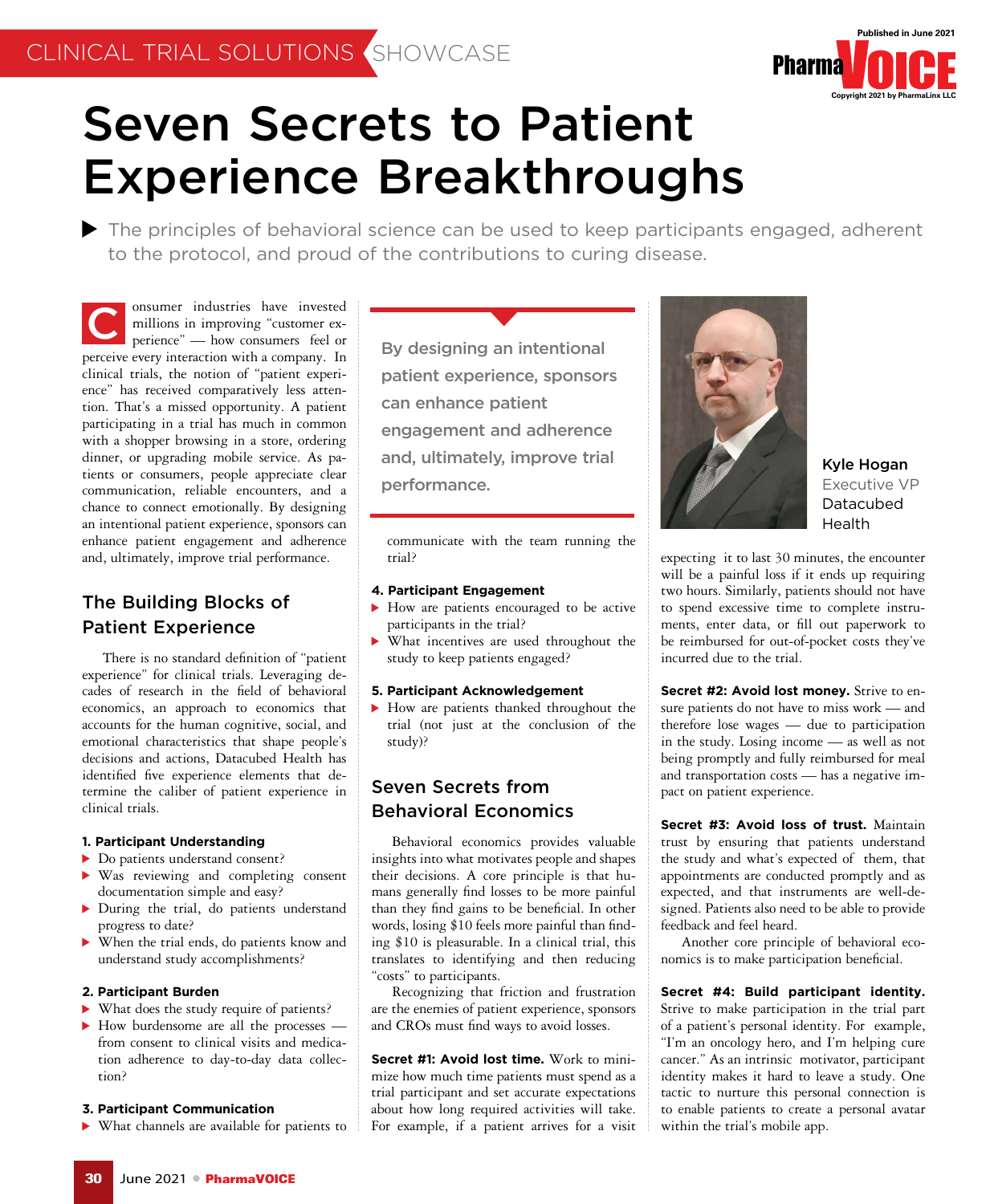# Seven Secrets to Patient Experience Breakthroughs

The principles of behavioral science can be used to keep participants engaged, adherent to the protocol, and proud of the contributions to curing disease.

Consumer industries have invested millions in improving "customer experience" — how consumers feel or perceive every interaction with a company. In clinical trials, the notion of "patient experience" has received comparatively less attention. That's a missed opportunity. A patient participating in a trial has much in common with a shopper browsing in a store, ordering dinner, or upgrading mobile service. As patients or consumers, people appreciate clear communication, reliable encounters, and a chance to connect emotionally. By designing an intentional patient experience, sponsors can enhance patient engagement and adherence and, ultimately, improve trial performance.

## The Building Blocks of Patient Experience

There is no standard definition of "patient experience" for clinical trials. Leveraging decades of research in the field of behavioral economics, an approach to economics that accounts for the human cognitive, social, and emotional characteristics that shape people's decisions and actions, Datacubed Health has identified five experience elements that determine the caliber of patient experience in clinical trials.

**1. Participant Understanding**

- Do patients understand consent?
- Was reviewing and completing consent documentation simple and easy?
- During the trial, do patients understand progress to date?
- When the trial ends, do patients know and understand study accomplishments?

**2. Participant Burden**

- What does the study require of patients?
- How burdensome are all the processes — from consent to clinical visits and medication adherence to day-to-day data collection?

**3. Participant Communication**

- What channels are available for patients to communicate with the team running the trial?

**4. Participant Engagement**

- How are patients encouraged to be active participants in the trial?
- What incentives are used throughout the study to keep patients engaged?

**5. Participant Acknowledgement**

- How are patients thanked throughout the trial (not just at the conclusion of the study)?

> By designing an intentional patient experience, sponsors can enhance patient engagement and adherence and, ultimately, improve trial performance.

## Seven Secrets from Behavioral Economics

Behavioral economics provides valuable insights into what motivates people and shapes their decisions. A core principle is that humans generally find losses to be more painful than they find gains to be beneficial. In other words, losing $10 feels more painful than finding $10 is pleasurable. In a clinical trial, this translates to identifying and then reducing "costs" to participants.

Recognizing that friction and frustration are the enemies of patient experience, sponsors and CROs must find ways to avoid losses.

**Secret #1: Avoid lost time.** Work to minimize how much time patients must spend as a trial participant and set accurate expectations about how long required activities will take. For example, if a patient arrives for a visit expecting it to last 30 minutes, the encounter will be a painful loss if it ends up requiring two hours. Similarly, patients should not have to spend excessive time to complete instruments, enter data, or fill out paperwork to be reimbursed for out-of-pocket costs they've incurred due to the trial.

Kyle Hogan
Executive VP
Datacubed Health

**Secret #2: Avoid lost money.** Strive to ensure patients do not have to miss work — and therefore lose wages — due to participation in the study. Losing income — as well as not being promptly and fully reimbursed for meal and transportation costs — has a negative impact on patient experience.

**Secret #3: Avoid loss of trust.** Maintain trust by ensuring that patients understand the study and what's expected of them, that appointments are conducted promptly and as expected, and that instruments are well-designed. Patients also need to be able to provide feedback and feel heard.

Another core principle of behavioral economics is to make participation beneficial.

**Secret #4: Build participant identity.** Strive to make participation in the trial part of a patient's personal identity. For example, "I'm an oncology hero, and I'm helping cure cancer." As an intrinsic motivator, participant identity makes it hard to leave a study. One tactic to nurture this personal connection is to enable patients to create a personal avatar within the trial's mobile app.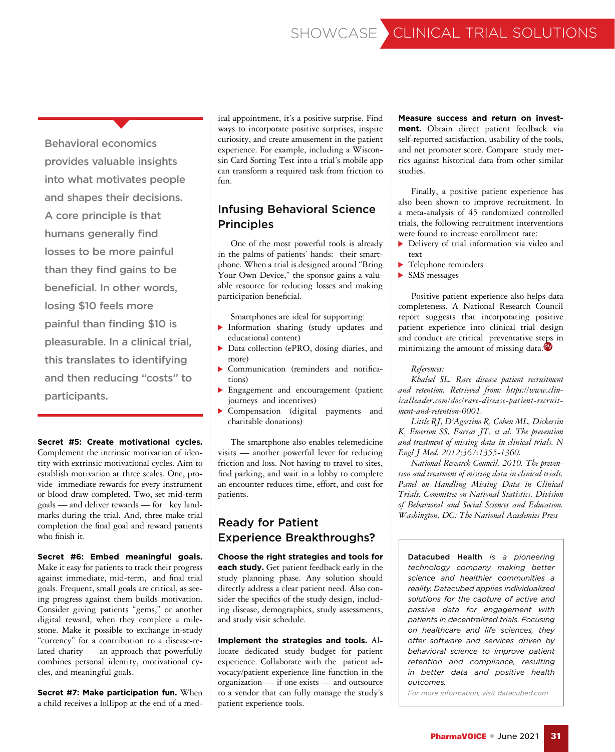> Behavioral economics provides valuable insights into what motivates people and shapes their decisions. A core principle is that humans generally find losses to be more painful than they find gains to be beneficial. In other words, losing $10 feels more painful than finding $10 is pleasurable. In a clinical trial, this translates to identifying and then reducing "costs" to participants.

**Secret #5: Create motivational cycles.** Complement the intrinsic motivation of identity with extrinsic motivational cycles. Aim to establish motivation at three scales. One, provide immediate rewards for every instrument or blood draw completed. Two, set mid-term goals — and deliver rewards — for key landmarks during the trial. And, three make trial completion the final goal and reward patients who finish it.

**Secret #6: Embed meaningful goals.** Make it easy for patients to track their progress against immediate, mid-term, and final trial goals. Frequent, small goals are critical, as seeing progress against them builds motivation. Consider giving patients "gems," or another digital reward, when they complete a milestone. Make it possible to exchange in-study "currency" for a contribution to a disease-related charity — an approach that powerfully combines personal identity, motivational cycles, and meaningful goals.

**Secret #7: Make participation fun.** When a child receives a lollipop at the end of a medical appointment, it's a positive surprise. Find ways to incorporate positive surprises, inspire curiosity, and create amusement in the patient experience. For example, including a Wisconsin Card Sorting Test into a trial's mobile app can transform a required task from friction to fun.

## Infusing Behavioral Science Principles

One of the most powerful tools is already in the palms of patients' hands: their smartphone. When a trial is designed around "Bring Your Own Device," the sponsor gains a valuable resource for reducing losses and making participation beneficial.

Smartphones are ideal for supporting:

- Information sharing (study updates and educational content)
- Data collection (ePRO, dosing diaries, and more)
- Communication (reminders and notifications)
- Engagement and encouragement (patient journeys and incentives)
- Compensation (digital payments and charitable donations)

The smartphone also enables telemedicine visits — another powerful lever for reducing friction and loss. Not having to travel to sites, find parking, and wait in a lobby to complete an encounter reduces time, effort, and cost for patients.

## Ready for Patient Experience Breakthroughs?

**Choose the right strategies and tools for each study.** Get patient feedback early in the study planning phase. Any solution should directly address a clear patient need. Also consider the specifics of the study design, including disease, demographics, study assessments, and study visit schedule.

**Implement the strategies and tools.** Allocate dedicated study budget for patient experience. Collaborate with the patient advocacy/patient experience line function in the organization — if one exists — and outsource to a vendor that can fully manage the study's patient experience tools.

**Measure success and return on investment.** Obtain direct patient feedback via self-reported satisfaction, usability of the tools, and net promoter score. Compare study metrics against historical data from other similar studies.

Finally, a positive patient experience has also been shown to improve recruitment. In a meta-analysis of 45 randomized controlled trials, the following recruitment interventions were found to increase enrollment rate:

- Delivery of trial information via video and text
- Telephone reminders
- SMS messages

Positive patient experience also helps data completeness. A National Research Council report suggests that incorporating positive patient experience into clinical trial design and conduct are critical preventative steps in minimizing the amount of missing data.

*References:*

*Khaleel SL. Rare disease patient recruitment and retention. Retrieved from: https://www.clinicalleader.com/doc/rare-disease-patient-recruitment-and-retention-0001.*

*Little RJ, D'Agostino R, Cohen ML, Dickersin K, Emerson SS, Farrar JT, et al. The prevention and treatment of missing data in clinical trials. N Engl J Med. 2012;367:1355-1360.*

*National Research Council. 2010. The prevention and treatment of missing data in clinical trials. Panel on Handling Missing Data in Clinical Trials. Committee on National Statistics, Division of Behavioral and Social Sciences and Education. Washington, DC: The National Academies Press*

**Datacubed Health** *is a pioneering technology company making better science and healthier communities a reality. Datacubed applies individualized solutions for the capture of active and passive data for engagement with patients in decentralized trials. Focusing on healthcare and life sciences, they offer software and services driven by behavioral science to improve patient retention and compliance, resulting in better data and positive health outcomes.*

*For more information, visit datacubed.com*